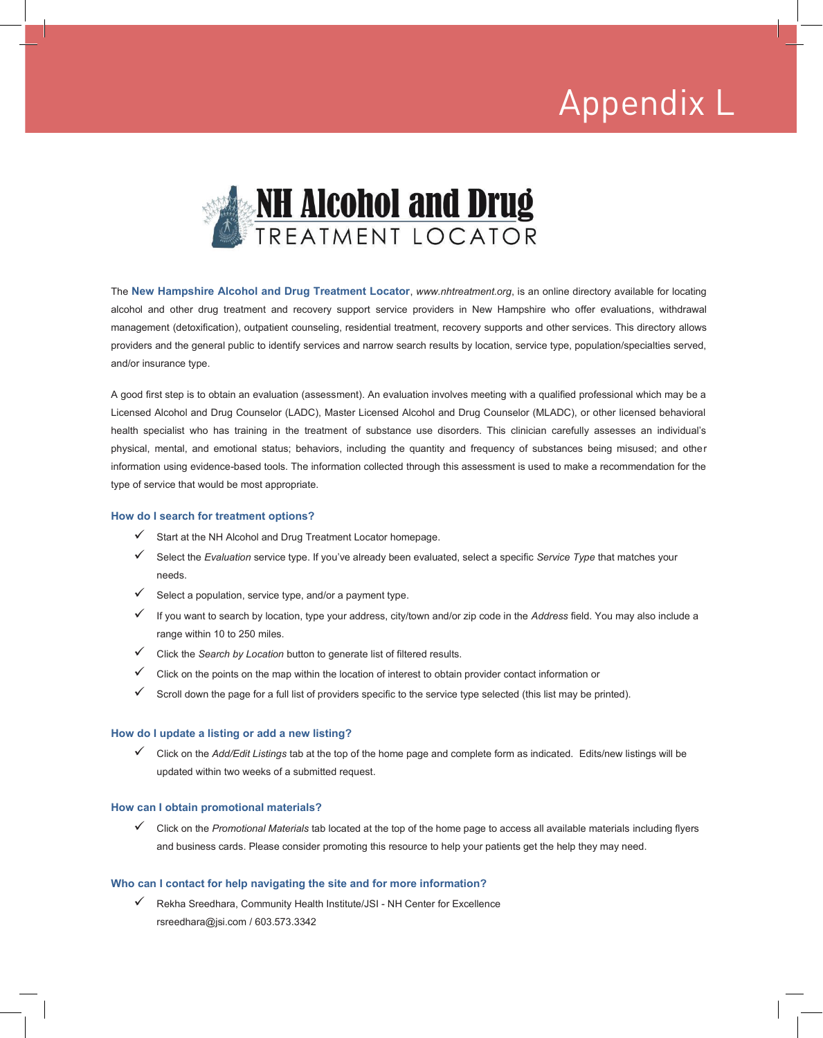# Appendix L

## NH Alcohol and Drug TREATMENT LOCATOR

The **New Hampshire Alcohol and Drug Treatment Locator**, *www.nhtreatment.org*, is an online directory available for locating alcohol and other drug treatment and recovery support service providers in New Hampshire who offer evaluations, withdrawal management (detoxification), outpatient counseling, residential treatment, recovery supports and other services. This directory allows providers and the general public to identify services and narrow search results by location, service type, population/specialties served, and/or insurance type.

A good first step is to obtain an evaluation (assessment). An evaluation involves meeting with a qualified professional which may be a Licensed Alcohol and Drug Counselor (LADC), Master Licensed Alcohol and Drug Counselor (MLADC), or other licensed behavioral health specialist who has training in the treatment of substance use disorders. This clinician carefully assesses an individual's physical, mental, and emotional status; behaviors, including the quantity and frequency of substances being misused; and other information using evidence-based tools. The information collected through this assessment is used to make a recommendation for the type of service that would be most appropriate.

### How do I search for treatment options?

- ✓ Start at the NH Alcohol and Drug Treatment Locator homepage.
- ✓ Select the *Evaluation* service type. If you've already been evaluated, select a specific *Service Type* that matches your needs.
- ✓ Select a population, service type, and/or a payment type.
- ✓ If you want to search by location, type your address, city/town and/or zip code in the *Address* field. You may also include a range within 10 to 250 miles.
- ✓ Click the *Search by Location* button to generate list of filtered results.
- ✓ Click on the points on the map within the location of interest to obtain provider contact information or
- ✓ Scroll down the page for a full list of providers specific to the service type selected (this list may be printed).

### How do I update a listing or add a new listing?

- ✓ Click on the *Add/Edit Listings* tab at the top of the home page and complete form as indicated. Edits/new listings will be updated within two weeks of a submitted request.

### How can I obtain promotional materials?

- ✓ Click on the *Promotional Materials* tab located at the top of the home page to access all available materials including flyers and business cards. Please consider promoting this resource to help your patients get the help they may need.

### Who can I contact for help navigating the site and for more information?

- ✓ Rekha Sreedhara, Community Health Institute/JSI - NH Center for Excellence
  rsreedhara@jsi.com / 603.573.3342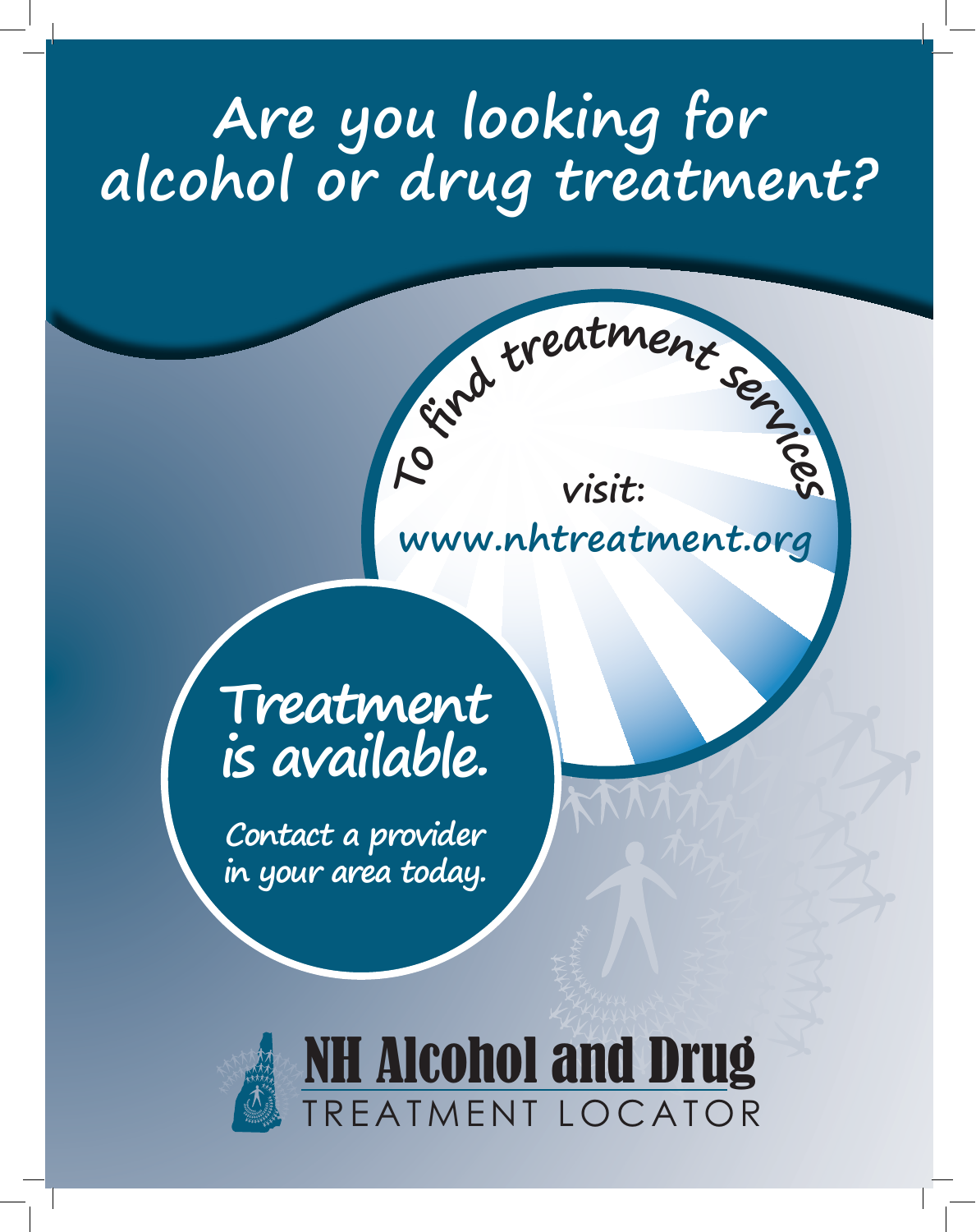# Are you looking for alcohol or drug treatment?

To find treatment services

visit:

**www.nhtreatment.org**

## Treatment is available.

Contact a provider in your area today.

**NH Alcohol and Drug**
TREATMENT LOCATOR